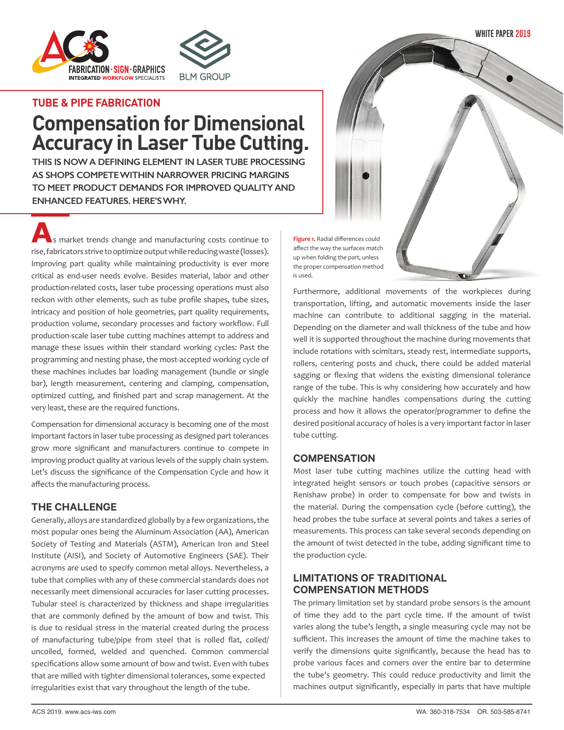WHITE PAPER 2019

## TUBE & PIPE FABRICATION

# Compensation for Dimensional Accuracy in Laser Tube Cutting.

**THIS IS NOW A DEFINING ELEMENT IN LASER TUBE PROCESSING AS SHOPS COMPETE WITHIN NARROWER PRICING MARGINS TO MEET PRODUCT DEMANDS FOR IMPROVED QUALITY AND ENHANCED FEATURES. HERE'S WHY.**

As market trends change and manufacturing costs continue to rise, fabricators strive to optimize output while reducing waste (losses). Improving part quality while maintaining productivity is ever more critical as end-user needs evolve. Besides material, labor and other production-related costs, laser tube processing operations must also reckon with other elements, such as tube profile shapes, tube sizes, intricacy and position of hole geometries, part quality requirements, production volume, secondary processes and factory workflow. Full production-scale laser tube cutting machines attempt to address and manage these issues within their standard working cycles: Past the programming and nesting phase, the most-accepted working cycle of these machines includes bar loading management (bundle or single bar), length measurement, centering and clamping, compensation, optimized cutting, and finished part and scrap management. At the very least, these are the required functions.

Compensation for dimensional accuracy is becoming one of the most important factors in laser tube processing as designed part tolerances grow more significant and manufacturers continue to compete in improving product quality at various levels of the supply chain system. Let's discuss the significance of the Compensation Cycle and how it affects the manufacturing process.

## THE CHALLENGE

Generally, alloys are standardized globally by a few organizations, the most popular ones being the Aluminum Association (AA), American Society of Testing and Materials (ASTM), American Iron and Steel Institute (AISI), and Society of Automotive Engineers (SAE). Their acronyms are used to specify common metal alloys. Nevertheless, a tube that complies with any of these commercial standards does not necessarily meet dimensional accuracies for laser cutting processes. Tubular steel is characterized by thickness and shape irregularities that are commonly defined by the amount of bow and twist. This is due to residual stress in the material created during the process of manufacturing tube/pipe from steel that is rolled flat, coiled/uncoiled, formed, welded and quenched. Common commercial specifications allow some amount of bow and twist. Even with tubes that are milled with tighter dimensional tolerances, some expected irregularities exist that vary throughout the length of the tube.

**Figure 1.** Radial differences could affect the way the surfaces match up when folding the part, unless the proper compensation method is used.

Furthermore, additional movements of the workpieces during transportation, lifting, and automatic movements inside the laser machine can contribute to additional sagging in the material. Depending on the diameter and wall thickness of the tube and how well it is supported throughout the machine during movements that include rotations with scimitars, steady rest, intermediate supports, rollers, centering posts and chuck, there could be added material sagging or flexing that widens the existing dimensional tolerance range of the tube. This is why considering how accurately and how quickly the machine handles compensations during the cutting process and how it allows the operator/programmer to define the desired positional accuracy of holes is a very important factor in laser tube cutting.

## COMPENSATION

Most laser tube cutting machines utilize the cutting head with integrated height sensors or touch probes (capacitive sensors or Renishaw probe) in order to compensate for bow and twists in the material. During the compensation cycle (before cutting), the head probes the tube surface at several points and takes a series of measurements. This process can take several seconds depending on the amount of twist detected in the tube, adding significant time to the production cycle.

## LIMITATIONS OF TRADITIONAL COMPENSATION METHODS

The primary limitation set by standard probe sensors is the amount of time they add to the part cycle time. If the amount of twist varies along the tube's length, a single measuring cycle may not be sufficient. This increases the amount of time the machine takes to verify the dimensions quite significantly, because the head has to probe various faces and corners over the entire bar to determine the tube's geometry. This could reduce productivity and limit the machines output significantly, especially in parts that have multiple

ACS 2019. www.acs-iws.com WA. 360-318-7534 OR. 503-585-8741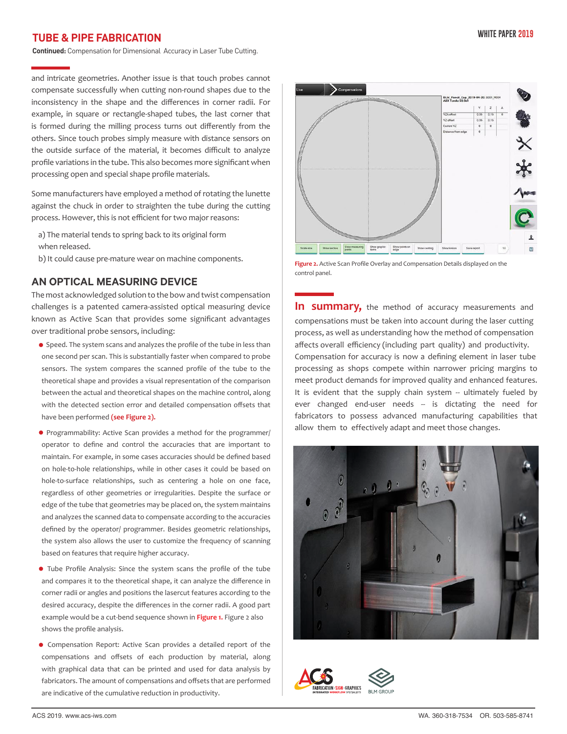**Continued:** Compensation for Dimensional Accuracy in Laser Tube Cutting.

and intricate geometries. Another issue is that touch probes cannot compensate successfully when cutting non-round shapes due to the inconsistency in the shape and the differences in corner radii. For example, in square or rectangle-shaped tubes, the last corner that is formed during the milling process turns out differently from the others. Since touch probes simply measure with distance sensors on the outside surface of the material, it becomes difficult to analyze profile variations in the tube. This also becomes more significant when processing open and special shape profile materials.

Some manufacturers have employed a method of rotating the lunette against the chuck in order to straighten the tube during the cutting process. However, this is not efficient for two major reasons:

a) The material tends to spring back to its original form when released.
b) It could cause pre-mature wear on machine components.

## AN OPTICAL MEASURING DEVICE

The most acknowledged solution to the bow and twist compensation challenges is a patented camera-assisted optical measuring device known as Active Scan that provides some significant advantages over traditional probe sensors, including:

- Speed. The system scans and analyzes the profile of the tube in less than one second per scan. This is substantially faster when compared to probe sensors. The system compares the scanned profile of the tube to the theoretical shape and provides a visual representation of the comparison between the actual and theoretical shapes on the machine control, along with the detected section error and detailed compensation offsets that have been performed **(see Figure 2).**
- Programmability: Active Scan provides a method for the programmer/ operator to define and control the accuracies that are important to maintain. For example, in some cases accuracies should be defined based on hole-to-hole relationships, while in other cases it could be based on hole-to-surface relationships, such as centering a hole on one face, regardless of other geometries or irregularities. Despite the surface or edge of the tube that geometries may be placed on, the system maintains and analyzes the scanned data to compensate according to the accuracies defined by the operator/ programmer. Besides geometric relationships, the system also allows the user to customize the frequency of scanning based on features that require higher accuracy.
- Tube Profile Analysis: Since the system scans the profile of the tube and compares it to the theoretical shape, it can analyze the difference in corner radii or angles and positions the lasercut features according to the desired accuracy, despite the differences in the corner radii. A good part example would be a cut-bend sequence shown in **Figure 1.** Figure 2 also shows the profile analysis.
- Compensation Report: Active Scan provides a detailed report of the compensations and offsets of each production by material, along with graphical data that can be printed and used for data analysis by fabricators. The amount of compensations and offsets that are performed are indicative of the cumulative reduction in productivity.

**Figure 2.** Active Scan Profile Overlay and Compensation Details displayed on the control panel.

**In summary,** the method of accuracy measurements and compensations must be taken into account during the laser cutting process, as well as understanding how the method of compensation affects overall efficiency (including part quality) and productivity. Compensation for accuracy is now a defining element in laser tube processing as shops compete within narrower pricing margins to meet product demands for improved quality and enhanced features. It is evident that the supply chain system -- ultimately fueled by ever changed end-user needs -- is dictating the need for fabricators to possess advanced manufacturing capabilities that allow them to effectively adapt and meet those changes.

ACS 2019. www.acs-iws.com

WA. 360-318-7534 OR. 503-585-8741